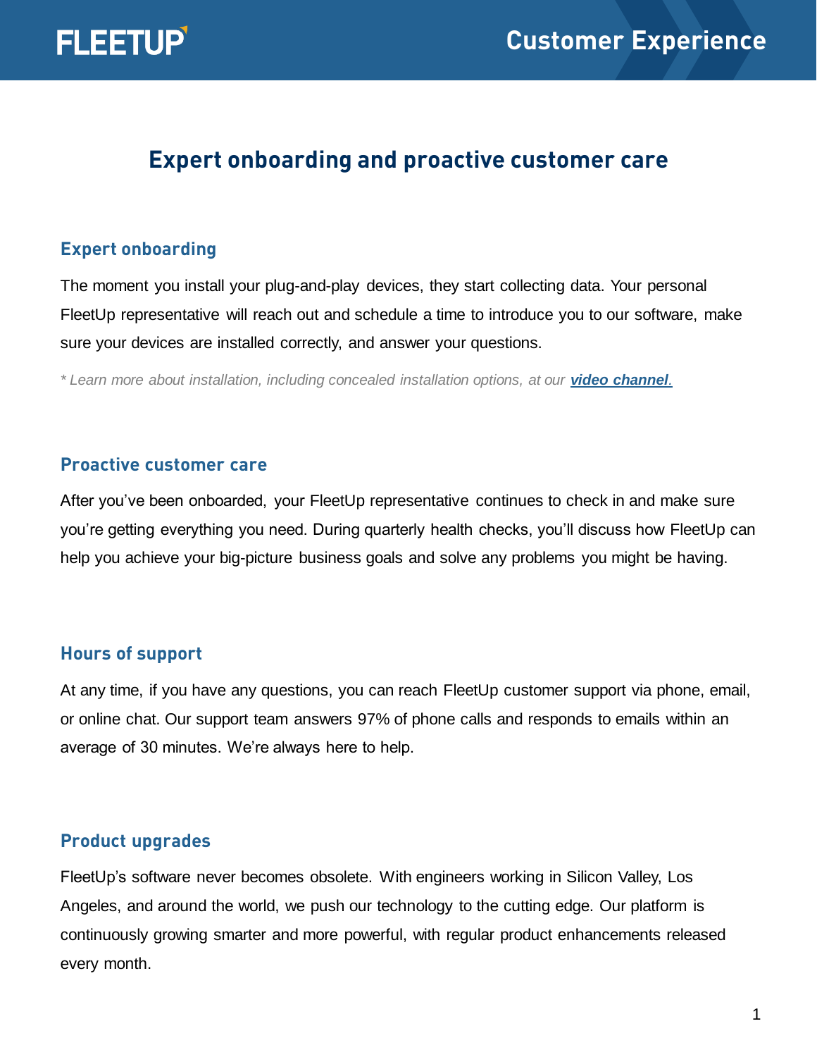# Expert onboarding and proactive customer care

## Expert onboarding

The moment you install your plug-and-play devices, they start collecting data. Your personal FleetUp representative will reach out and schedule a time to introduce you to our software, make sure your devices are installed correctly, and answer your questions.

*\* Learn more about installation, including concealed installation options, at our **video channel**.*

## Proactive customer care

After you've been onboarded, your FleetUp representative continues to check in and make sure you're getting everything you need. During quarterly health checks, you'll discuss how FleetUp can help you achieve your big-picture business goals and solve any problems you might be having.

## Hours of support

At any time, if you have any questions, you can reach FleetUp customer support via phone, email, or online chat. Our support team answers 97% of phone calls and responds to emails within an average of 30 minutes. We're always here to help.

## Product upgrades

FleetUp's software never becomes obsolete. With engineers working in Silicon Valley, Los Angeles, and around the world, we push our technology to the cutting edge. Our platform is continuously growing smarter and more powerful, with regular product enhancements released every month.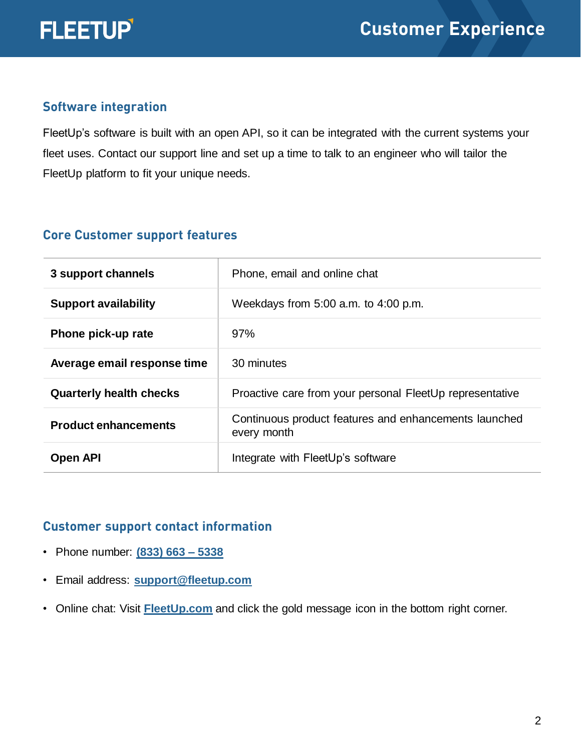## Software integration

FleetUp's software is built with an open API, so it can be integrated with the current systems your fleet uses. Contact our support line and set up a time to talk to an engineer who will tailor the FleetUp platform to fit your unique needs.

## Core Customer support features

| | |
|---|---|
| **3 support channels** | Phone, email and online chat |
| **Support availability** | Weekdays from 5:00 a.m. to 4:00 p.m. |
| **Phone pick-up rate** | 97% |
| **Average email response time** | 30 minutes |
| **Quarterly health checks** | Proactive care from your personal FleetUp representative |
| **Product enhancements** | Continuous product features and enhancements launched every month |
| **Open API** | Integrate with FleetUp's software |

## Customer support contact information

- Phone number: **(833) 663 – 5338**
- Email address: **support@fleetup.com**
- Online chat: Visit **FleetUp.com** and click the gold message icon in the bottom right corner.